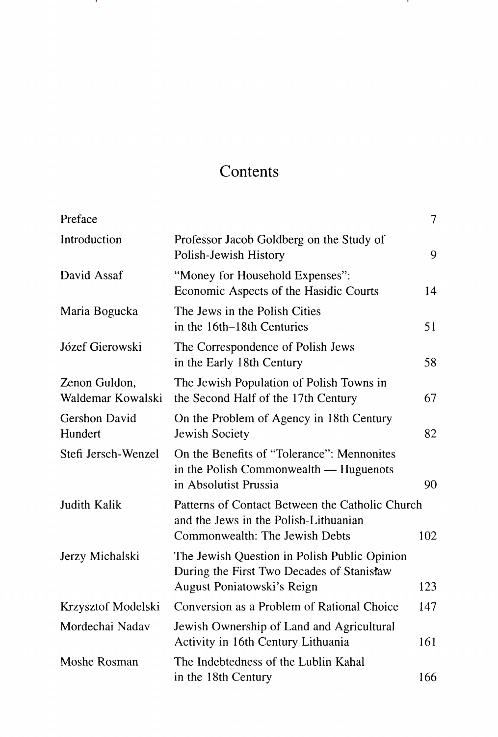# Contents

| | | |
|---|---|---|
| Preface | | 7 |
| Introduction | Professor Jacob Goldberg on the Study of Polish-Jewish History | 9 |
| David Assaf | "Money for Household Expenses": Economic Aspects of the Hasidic Courts | 14 |
| Maria Bogucka | The Jews in the Polish Cities in the 16th–18th Centuries | 51 |
| Józef Gierowski | The Correspondence of Polish Jews in the Early 18th Century | 58 |
| Zenon Guldon, Waldemar Kowalski | The Jewish Population of Polish Towns in the Second Half of the 17th Century | 67 |
| Gershon David Hundert | On the Problem of Agency in 18th Century Jewish Society | 82 |
| Stefi Jersch-Wenzel | On the Benefits of "Tolerance": Mennonites in the Polish Commonwealth — Huguenots in Absolutist Prussia | 90 |
| Judith Kalik | Patterns of Contact Between the Catholic Church and the Jews in the Polish-Lithuanian Commonwealth: The Jewish Debts | 102 |
| Jerzy Michalski | The Jewish Question in Polish Public Opinion During the First Two Decades of Stanisław August Poniatowski's Reign | 123 |
| Krzysztof Modelski | Conversion as a Problem of Rational Choice | 147 |
| Mordechai Nadav | Jewish Ownership of Land and Agricultural Activity in 16th Century Lithuania | 161 |
| Moshe Rosman | The Indebtedness of the Lublin Kahal in the 18th Century | 166 |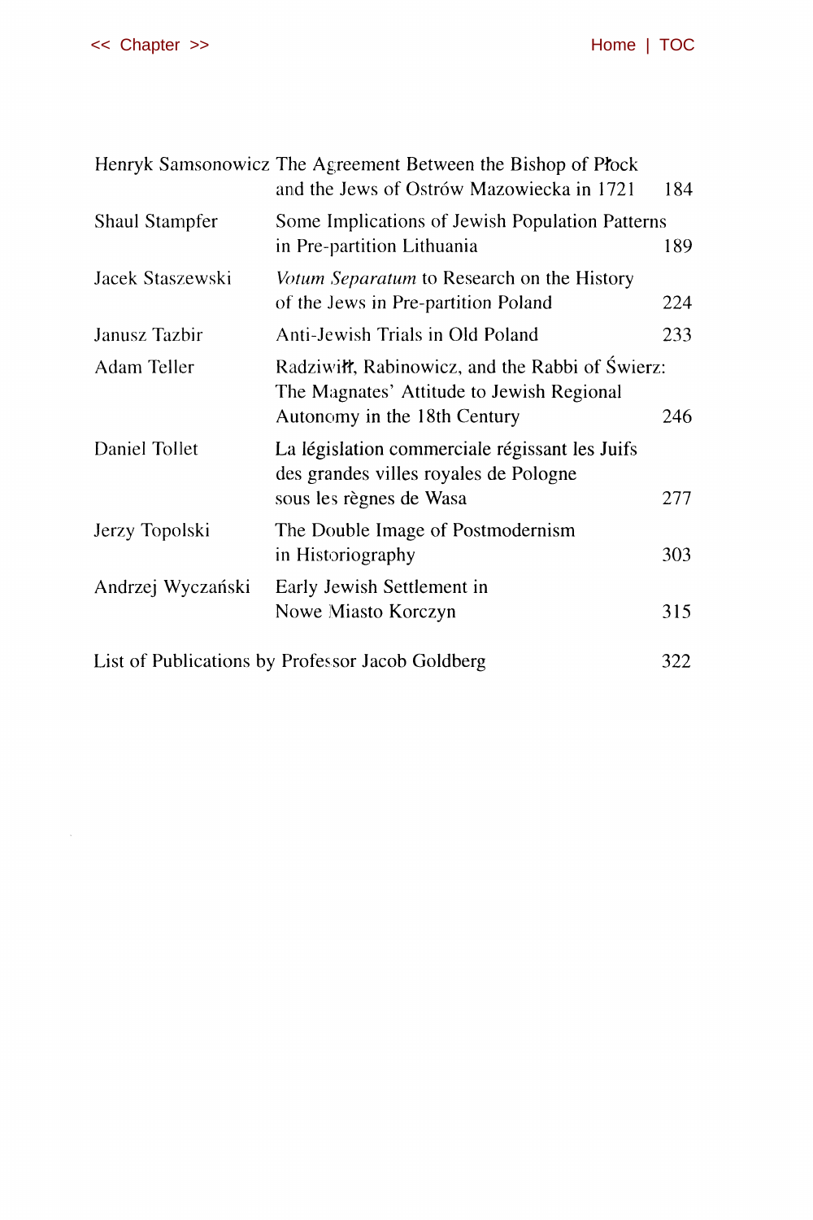| | | |
|---|---|---|
| Henryk Samsonowicz | The Agreement Between the Bishop of Płock and the Jews of Ostrów Mazowiecka in 1721 | 184 |
| Shaul Stampfer | Some Implications of Jewish Population Patterns in Pre-partition Lithuania | 189 |
| Jacek Staszewski | *Votum Separatum* to Research on the History of the Jews in Pre-partition Poland | 224 |
| Janusz Tazbir | Anti-Jewish Trials in Old Poland | 233 |
| Adam Teller | Radziwiłł, Rabinowicz, and the Rabbi of Świerz: The Magnates' Attitude to Jewish Regional Autonomy in the 18th Century | 246 |
| Daniel Tollet | La législation commerciale régissant les Juifs des grandes villes royales de Pologne sous les règnes de Wasa | 277 |
| Jerzy Topolski | The Double Image of Postmodernism in Historiography | 303 |
| Andrzej Wyczański | Early Jewish Settlement in Nowe Miasto Korczyn | 315 |

List of Publications by Professor Jacob Goldberg 322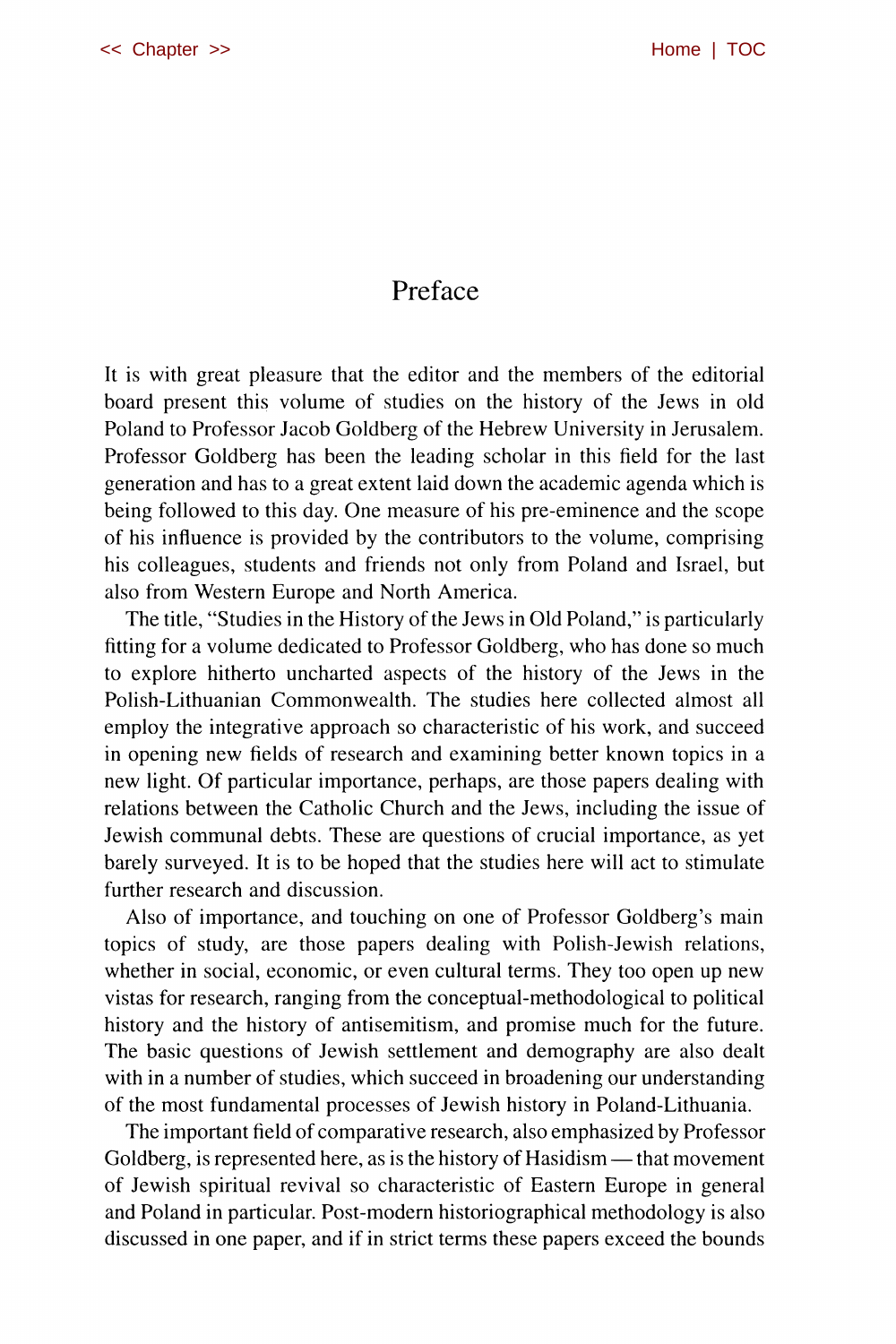# Preface

It is with great pleasure that the editor and the members of the editorial board present this volume of studies on the history of the Jews in old Poland to Professor Jacob Goldberg of the Hebrew University in Jerusalem. Professor Goldberg has been the leading scholar in this field for the last generation and has to a great extent laid down the academic agenda which is being followed to this day. One measure of his pre-eminence and the scope of his influence is provided by the contributors to the volume, comprising his colleagues, students and friends not only from Poland and Israel, but also from Western Europe and North America.

The title, "Studies in the History of the Jews in Old Poland," is particularly fitting for a volume dedicated to Professor Goldberg, who has done so much to explore hitherto uncharted aspects of the history of the Jews in the Polish-Lithuanian Commonwealth. The studies here collected almost all employ the integrative approach so characteristic of his work, and succeed in opening new fields of research and examining better known topics in a new light. Of particular importance, perhaps, are those papers dealing with relations between the Catholic Church and the Jews, including the issue of Jewish communal debts. These are questions of crucial importance, as yet barely surveyed. It is to be hoped that the studies here will act to stimulate further research and discussion.

Also of importance, and touching on one of Professor Goldberg's main topics of study, are those papers dealing with Polish-Jewish relations, whether in social, economic, or even cultural terms. They too open up new vistas for research, ranging from the conceptual-methodological to political history and the history of antisemitism, and promise much for the future. The basic questions of Jewish settlement and demography are also dealt with in a number of studies, which succeed in broadening our understanding of the most fundamental processes of Jewish history in Poland-Lithuania.

The important field of comparative research, also emphasized by Professor Goldberg, is represented here, as is the history of Hasidism — that movement of Jewish spiritual revival so characteristic of Eastern Europe in general and Poland in particular. Post-modern historiographical methodology is also discussed in one paper, and if in strict terms these papers exceed the bounds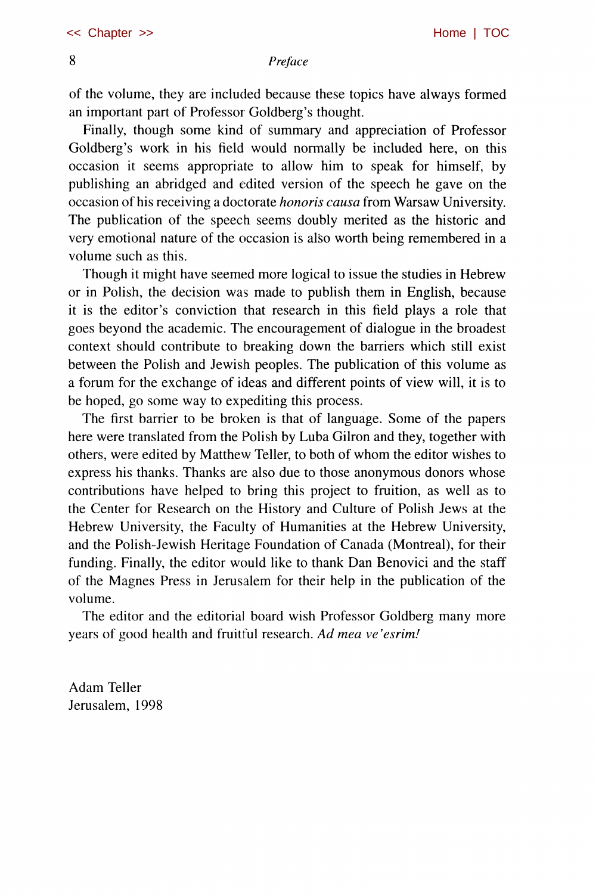of the volume, they are included because these topics have always formed an important part of Professor Goldberg's thought.

Finally, though some kind of summary and appreciation of Professor Goldberg's work in his field would normally be included here, on this occasion it seems appropriate to allow him to speak for himself, by publishing an abridged and edited version of the speech he gave on the occasion of his receiving a doctorate *honoris causa* from Warsaw University. The publication of the speech seems doubly merited as the historic and very emotional nature of the occasion is also worth being remembered in a volume such as this.

Though it might have seemed more logical to issue the studies in Hebrew or in Polish, the decision was made to publish them in English, because it is the editor's conviction that research in this field plays a role that goes beyond the academic. The encouragement of dialogue in the broadest context should contribute to breaking down the barriers which still exist between the Polish and Jewish peoples. The publication of this volume as a forum for the exchange of ideas and different points of view will, it is to be hoped, go some way to expediting this process.

The first barrier to be broken is that of language. Some of the papers here were translated from the Polish by Luba Gilron and they, together with others, were edited by Matthew Teller, to both of whom the editor wishes to express his thanks. Thanks are also due to those anonymous donors whose contributions have helped to bring this project to fruition, as well as to the Center for Research on the History and Culture of Polish Jews at the Hebrew University, the Faculty of Humanities at the Hebrew University, and the Polish-Jewish Heritage Foundation of Canada (Montreal), for their funding. Finally, the editor would like to thank Dan Benovici and the staff of the Magnes Press in Jerusalem for their help in the publication of the volume.

The editor and the editorial board wish Professor Goldberg many more years of good health and fruitful research. *Ad mea ve'esrim!*

Adam Teller
Jerusalem, 1998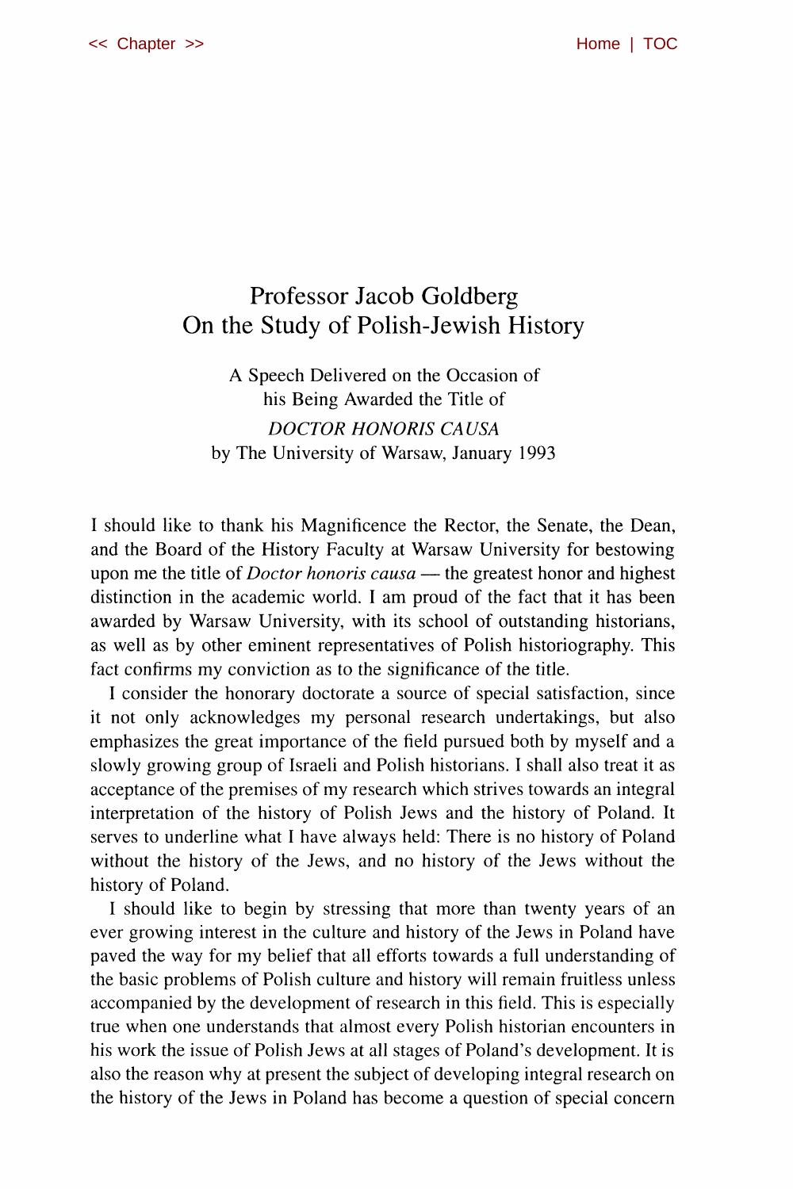# Professor Jacob Goldberg
# On the Study of Polish-Jewish History

A Speech Delivered on the Occasion of
his Being Awarded the Title of
*DOCTOR HONORIS CAUSA*
by The University of Warsaw, January 1993

I should like to thank his Magnificence the Rector, the Senate, the Dean, and the Board of the History Faculty at Warsaw University for bestowing upon me the title of *Doctor honoris causa* — the greatest honor and highest distinction in the academic world. I am proud of the fact that it has been awarded by Warsaw University, with its school of outstanding historians, as well as by other eminent representatives of Polish historiography. This fact confirms my conviction as to the significance of the title.

I consider the honorary doctorate a source of special satisfaction, since it not only acknowledges my personal research undertakings, but also emphasizes the great importance of the field pursued both by myself and a slowly growing group of Israeli and Polish historians. I shall also treat it as acceptance of the premises of my research which strives towards an integral interpretation of the history of Polish Jews and the history of Poland. It serves to underline what I have always held: There is no history of Poland without the history of the Jews, and no history of the Jews without the history of Poland.

I should like to begin by stressing that more than twenty years of an ever growing interest in the culture and history of the Jews in Poland have paved the way for my belief that all efforts towards a full understanding of the basic problems of Polish culture and history will remain fruitless unless accompanied by the development of research in this field. This is especially true when one understands that almost every Polish historian encounters in his work the issue of Polish Jews at all stages of Poland's development. It is also the reason why at present the subject of developing integral research on the history of the Jews in Poland has become a question of special concern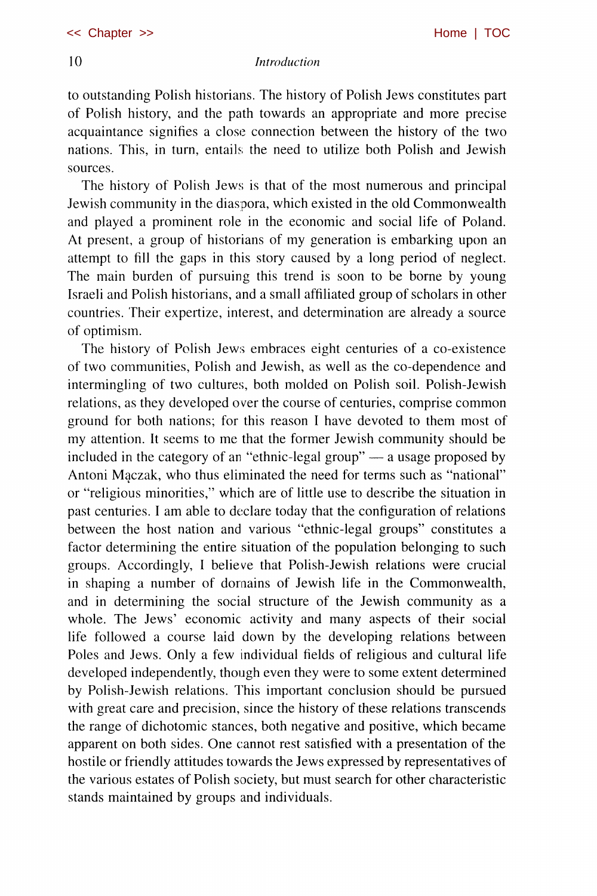to outstanding Polish historians. The history of Polish Jews constitutes part of Polish history, and the path towards an appropriate and more precise acquaintance signifies a close connection between the history of the two nations. This, in turn, entails the need to utilize both Polish and Jewish sources.

The history of Polish Jews is that of the most numerous and principal Jewish community in the diaspora, which existed in the old Commonwealth and played a prominent role in the economic and social life of Poland. At present, a group of historians of my generation is embarking upon an attempt to fill the gaps in this story caused by a long period of neglect. The main burden of pursuing this trend is soon to be borne by young Israeli and Polish historians, and a small affiliated group of scholars in other countries. Their expertize, interest, and determination are already a source of optimism.

The history of Polish Jews embraces eight centuries of a co-existence of two communities, Polish and Jewish, as well as the co-dependence and intermingling of two cultures, both molded on Polish soil. Polish-Jewish relations, as they developed over the course of centuries, comprise common ground for both nations; for this reason I have devoted to them most of my attention. It seems to me that the former Jewish community should be included in the category of an "ethnic-legal group" — a usage proposed by Antoni Mączak, who thus eliminated the need for terms such as "national" or "religious minorities," which are of little use to describe the situation in past centuries. I am able to declare today that the configuration of relations between the host nation and various "ethnic-legal groups" constitutes a factor determining the entire situation of the population belonging to such groups. Accordingly, I believe that Polish-Jewish relations were crucial in shaping a number of domains of Jewish life in the Commonwealth, and in determining the social structure of the Jewish community as a whole. The Jews' economic activity and many aspects of their social life followed a course laid down by the developing relations between Poles and Jews. Only a few individual fields of religious and cultural life developed independently, though even they were to some extent determined by Polish-Jewish relations. This important conclusion should be pursued with great care and precision, since the history of these relations transcends the range of dichotomic stances, both negative and positive, which became apparent on both sides. One cannot rest satisfied with a presentation of the hostile or friendly attitudes towards the Jews expressed by representatives of the various estates of Polish society, but must search for other characteristic stands maintained by groups and individuals.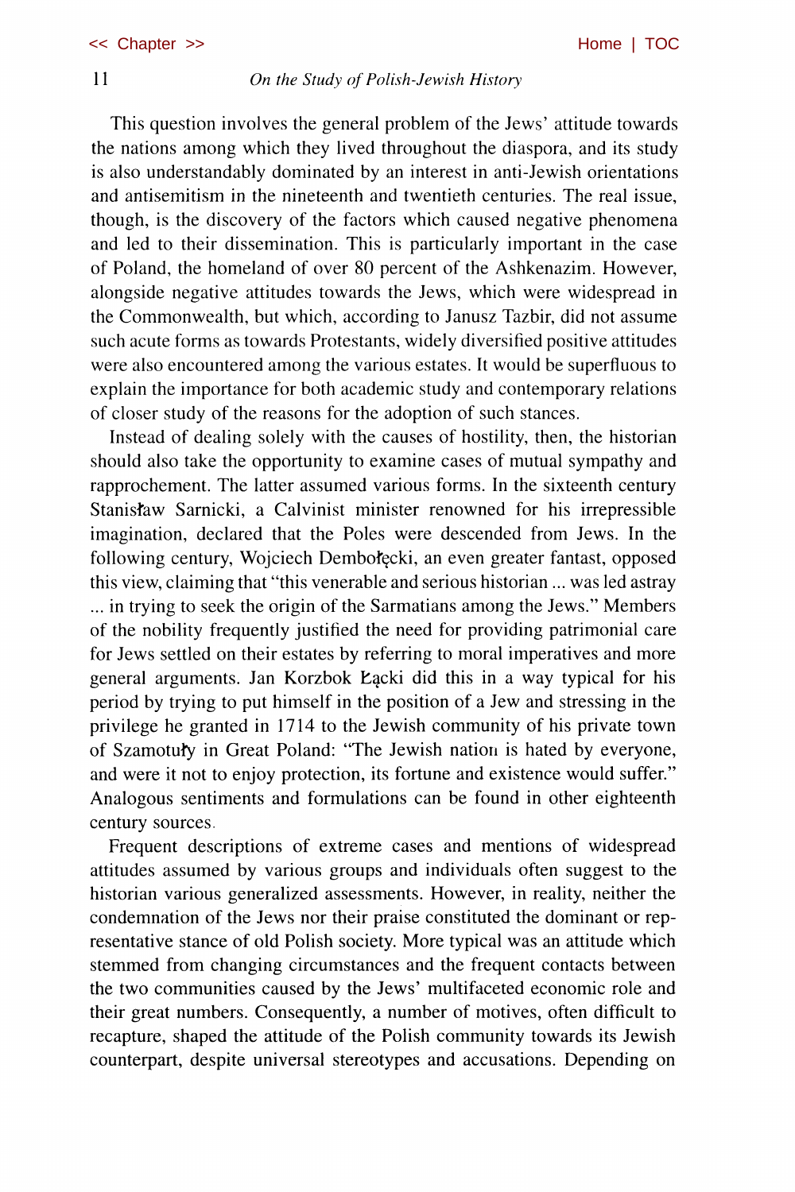This question involves the general problem of the Jews' attitude towards the nations among which they lived throughout the diaspora, and its study is also understandably dominated by an interest in anti-Jewish orientations and antisemitism in the nineteenth and twentieth centuries. The real issue, though, is the discovery of the factors which caused negative phenomena and led to their dissemination. This is particularly important in the case of Poland, the homeland of over 80 percent of the Ashkenazim. However, alongside negative attitudes towards the Jews, which were widespread in the Commonwealth, but which, according to Janusz Tazbir, did not assume such acute forms as towards Protestants, widely diversified positive attitudes were also encountered among the various estates. It would be superfluous to explain the importance for both academic study and contemporary relations of closer study of the reasons for the adoption of such stances.

Instead of dealing solely with the causes of hostility, then, the historian should also take the opportunity to examine cases of mutual sympathy and rapprochement. The latter assumed various forms. In the sixteenth century Stanisław Sarnicki, a Calvinist minister renowned for his irrepressible imagination, declared that the Poles were descended from Jews. In the following century, Wojciech Dembołęcki, an even greater fantast, opposed this view, claiming that "this venerable and serious historian ... was led astray ... in trying to seek the origin of the Sarmatians among the Jews." Members of the nobility frequently justified the need for providing patrimonial care for Jews settled on their estates by referring to moral imperatives and more general arguments. Jan Korzbok Łącki did this in a way typical for his period by trying to put himself in the position of a Jew and stressing in the privilege he granted in 1714 to the Jewish community of his private town of Szamotuły in Great Poland: "The Jewish nation is hated by everyone, and were it not to enjoy protection, its fortune and existence would suffer." Analogous sentiments and formulations can be found in other eighteenth century sources.

Frequent descriptions of extreme cases and mentions of widespread attitudes assumed by various groups and individuals often suggest to the historian various generalized assessments. However, in reality, neither the condemnation of the Jews nor their praise constituted the dominant or representative stance of old Polish society. More typical was an attitude which stemmed from changing circumstances and the frequent contacts between the two communities caused by the Jews' multifaceted economic role and their great numbers. Consequently, a number of motives, often difficult to recapture, shaped the attitude of the Polish community towards its Jewish counterpart, despite universal stereotypes and accusations. Depending on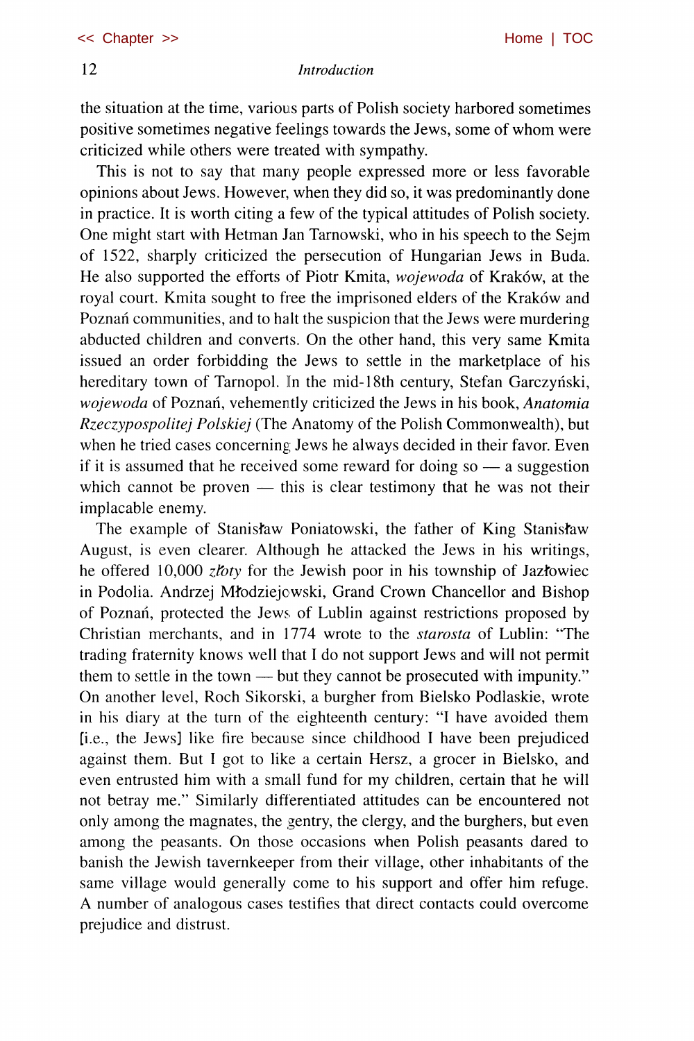the situation at the time, various parts of Polish society harbored sometimes positive sometimes negative feelings towards the Jews, some of whom were criticized while others were treated with sympathy.

This is not to say that many people expressed more or less favorable opinions about Jews. However, when they did so, it was predominantly done in practice. It is worth citing a few of the typical attitudes of Polish society. One might start with Hetman Jan Tarnowski, who in his speech to the Sejm of 1522, sharply criticized the persecution of Hungarian Jews in Buda. He also supported the efforts of Piotr Kmita, *wojewoda* of Kraków, at the royal court. Kmita sought to free the imprisoned elders of the Kraków and Poznań communities, and to halt the suspicion that the Jews were murdering abducted children and converts. On the other hand, this very same Kmita issued an order forbidding the Jews to settle in the marketplace of his hereditary town of Tarnopol. In the mid-18th century, Stefan Garczyński, *wojewoda* of Poznań, vehemently criticized the Jews in his book, *Anatomia Rzeczypospolitej Polskiej* (The Anatomy of the Polish Commonwealth), but when he tried cases concerning Jews he always decided in their favor. Even if it is assumed that he received some reward for doing so — a suggestion which cannot be proven — this is clear testimony that he was not their implacable enemy.

The example of Stanisław Poniatowski, the father of King Stanisław August, is even clearer. Although he attacked the Jews in his writings, he offered 10,000 *złoty* for the Jewish poor in his township of Jazłowiec in Podolia. Andrzej Młodziejowski, Grand Crown Chancellor and Bishop of Poznań, protected the Jews of Lublin against restrictions proposed by Christian merchants, and in 1774 wrote to the *starosta* of Lublin: "The trading fraternity knows well that I do not support Jews and will not permit them to settle in the town — but they cannot be prosecuted with impunity." On another level, Roch Sikorski, a burgher from Bielsko Podlaskie, wrote in his diary at the turn of the eighteenth century: "I have avoided them [i.e., the Jews] like fire because since childhood I have been prejudiced against them. But I got to like a certain Hersz, a grocer in Bielsko, and even entrusted him with a small fund for my children, certain that he will not betray me." Similarly differentiated attitudes can be encountered not only among the magnates, the gentry, the clergy, and the burghers, but even among the peasants. On those occasions when Polish peasants dared to banish the Jewish tavernkeeper from their village, other inhabitants of the same village would generally come to his support and offer him refuge. A number of analogous cases testifies that direct contacts could overcome prejudice and distrust.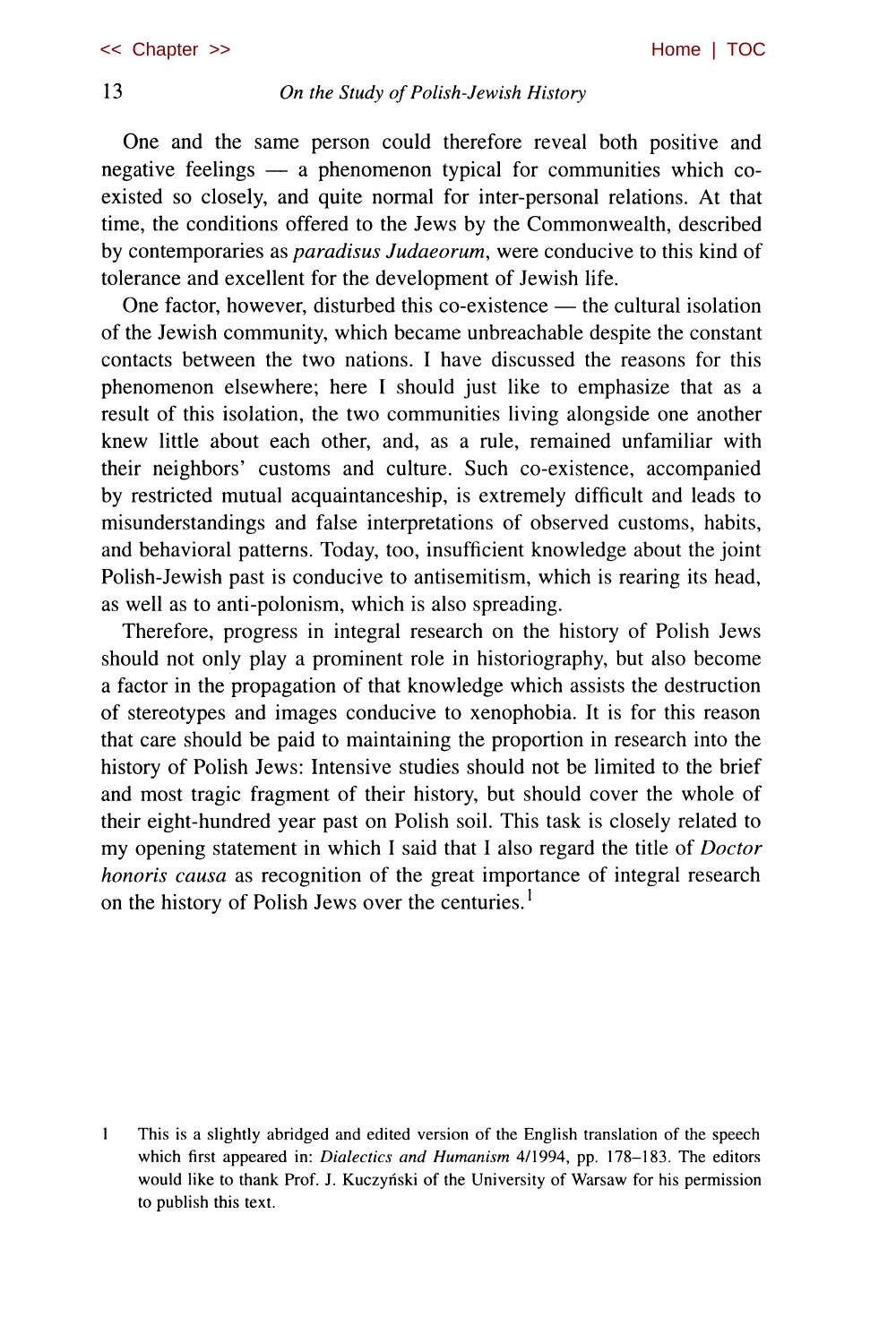One and the same person could therefore reveal both positive and negative feelings — a phenomenon typical for communities which co-existed so closely, and quite normal for inter-personal relations. At that time, the conditions offered to the Jews by the Commonwealth, described by contemporaries as *paradisus Judaeorum*, were conducive to this kind of tolerance and excellent for the development of Jewish life.

One factor, however, disturbed this co-existence — the cultural isolation of the Jewish community, which became unbreachable despite the constant contacts between the two nations. I have discussed the reasons for this phenomenon elsewhere; here I should just like to emphasize that as a result of this isolation, the two communities living alongside one another knew little about each other, and, as a rule, remained unfamiliar with their neighbors' customs and culture. Such co-existence, accompanied by restricted mutual acquaintanceship, is extremely difficult and leads to misunderstandings and false interpretations of observed customs, habits, and behavioral patterns. Today, too, insufficient knowledge about the joint Polish-Jewish past is conducive to antisemitism, which is rearing its head, as well as to anti-polonism, which is also spreading.

Therefore, progress in integral research on the history of Polish Jews should not only play a prominent role in historiography, but also become a factor in the propagation of that knowledge which assists the destruction of stereotypes and images conducive to xenophobia. It is for this reason that care should be paid to maintaining the proportion in research into the history of Polish Jews: Intensive studies should not be limited to the brief and most tragic fragment of their history, but should cover the whole of their eight-hundred year past on Polish soil. This task is closely related to my opening statement in which I said that I also regard the title of *Doctor honoris causa* as recognition of the great importance of integral research on the history of Polish Jews over the centuries.[1]

---

1 This is a slightly abridged and edited version of the English translation of the speech which first appeared in: *Dialectics and Humanism* 4/1994, pp. 178–183. The editors would like to thank Prof. J. Kuczyński of the University of Warsaw for his permission to publish this text.